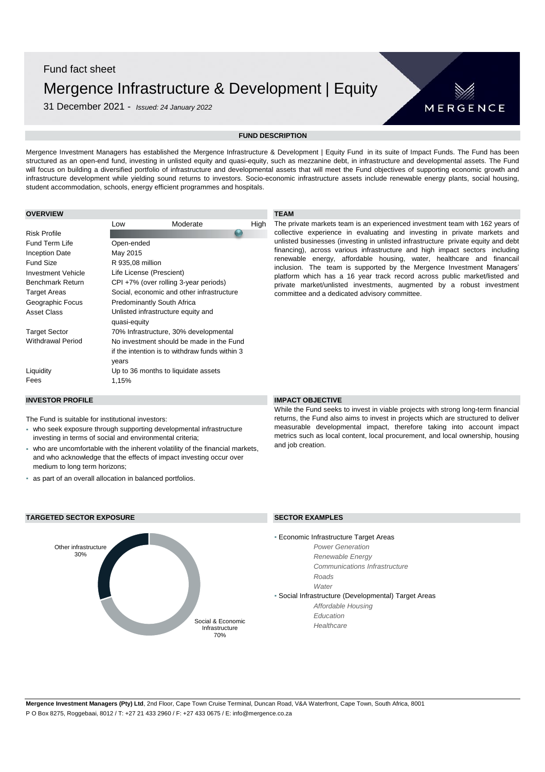Fund fact sheet

# Mergence Infrastructure & Development | Equity

31 December 2021 - *Issued: 24 January 2022*

MERGENCE

## FUND DESCRIPTION

Mergence Investment Managers has established the Mergence Infrastructure & Development | Equity Fund in its suite of Impact Funds. The Fund has been structured as an open-end fund, investing in unlisted equity and quasi-equity, such as mezzanine debt, in infrastructure and developmental assets. The Fund will focus on building a diversified portfolio of infrastructure and developmental assets that will meet the Fund objectives of supporting economic growth and infrastructure development while yielding sound returns to investors. Socio-economic infrastructure assets include renewable energy plants, social housing, student accommodation, schools, energy efficient programmes and hospitals.

## OVERVIEW

| | |
|---|---|
| Risk Profile | Low / Moderate / High (High) |
| Fund Term Life | Open-ended |
| Inception Date | May 2015 |
| Fund Size | R 935,08 million |
| Investment Vehicle | Life License (Prescient) |
| Benchmark Return | CPI +7% (over rolling 3-year periods) |
| Target Areas | Social, economic and other infrastructure |
| Geographic Focus | Predominantly South Africa |
| Asset Class | Unlisted infrastructure equity and quasi-equity |
| Target Sector | 70% Infrastructure, 30% developmental |
| Withdrawal Period | No investment should be made in the Fund if the intention is to withdraw funds within 3 years |
| Liquidity | Up to 36 months to liquidate assets |
| Fees | 1,15% |

## TEAM

The private markets team is an experienced investment team with 162 years of collective experience in evaluating and investing in private markets and unlisted businesses (investing in unlisted infrastructure private equity and debt financing), across various infrastructure and high impact sectors including renewable energy, affordable housing, water, healthcare and financail inclusion. The team is supported by the Mergence Investment Managers' platform which has a 16 year track record across public market/listed and private market/unlisted investments, augmented by a robust investment committee and a dedicated advisory committee.

## INVESTOR PROFILE

The Fund is suitable for institutional investors:

- who seek exposure through supporting developmental infrastructure investing in terms of social and environmental criteria;
- who are uncomfortable with the inherent volatility of the financial markets, and who acknowledge that the effects of impact investing occur over medium to long term horizons;
- as part of an overall allocation in balanced portfolios.

## IMPACT OBJECTIVE

While the Fund seeks to invest in viable projects with strong long-term financial returns, the Fund also aims to invest in projects which are structured to deliver measurable developmental impact, therefore taking into account impact metrics such as local content, local procurement, and local ownership, housing and job creation.

## TARGETED SECTOR EXPOSURE

| Sector | Exposure |
|---|---|
| Other infrastructure | 30% |
| Social & Economic Infrastructure | 70% |

## SECTOR EXAMPLES

- Economic Infrastructure Target Areas
  - *Power Generation*
  - *Renewable Energy*
  - *Communications Infrastructure*
  - *Roads*
  - *Water*
- Social Infrastructure (Developmental) Target Areas
  - *Affordable Housing*
  - *Education*
  - *Healthcare*

**Mergence Investment Managers (Pty) Ltd**, 2nd Floor, Cape Town Cruise Terminal, Duncan Road, V&A Waterfront, Cape Town, South Africa, 8001
P O Box 8275, Roggebaai, 8012 / T: +27 21 433 2960 / F: +27 433 0675 / E: info@mergence.co.za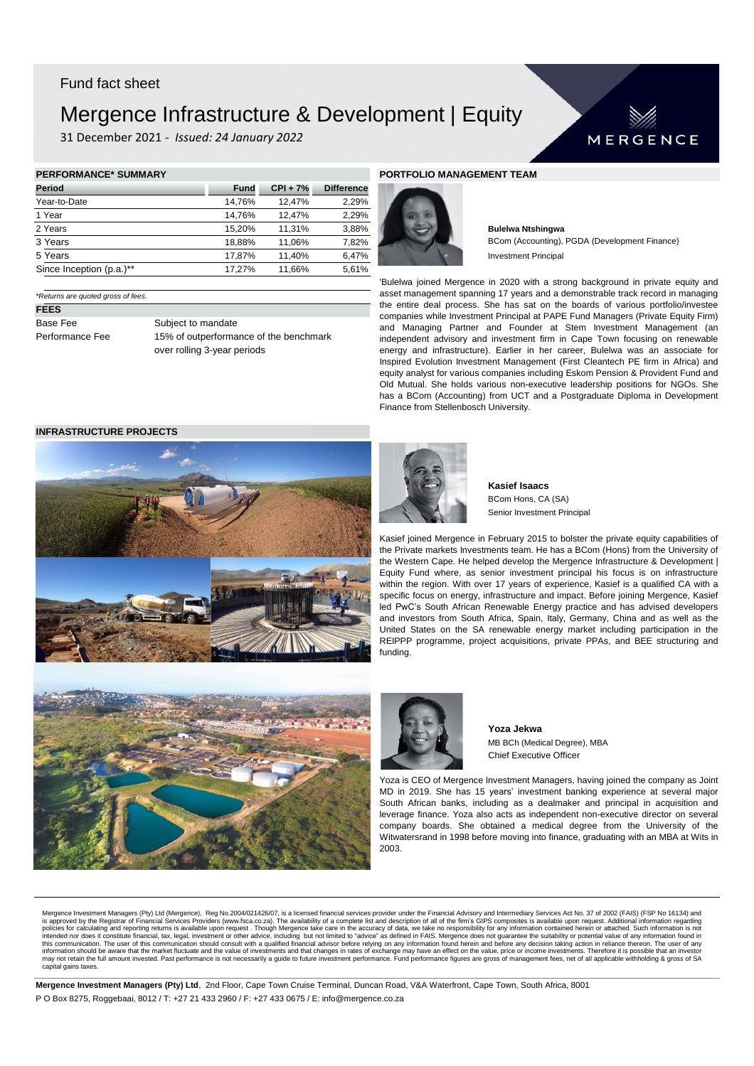Fund fact sheet

# Mergence Infrastructure & Development | Equity

31 December 2021 - *Issued: 24 January 2022*

MERGENCE

## PERFORMANCE* SUMMARY

| Period | Fund | CPI + 7% | Difference |
|---|---|---|---|
| Year-to-Date | 14,76% | 12,47% | 2,29% |
| 1 Year | 14,76% | 12,47% | 2,29% |
| 2 Years | 15,20% | 11,31% | 3,88% |
| 3 Years | 18,88% | 11,06% | 7,82% |
| 5 Years | 17,87% | 11,40% | 6,47% |
| Since Inception (p.a.)** | 17,27% | 11,66% | 5,61% |

*Returns are quoted gross of fees.*

## FEES

| | |
|---|---|
| Base Fee | Subject to mandate |
| Performance Fee | 15% of outperformance of the benchmark over rolling 3-year periods |

## INFRASTRUCTURE PROJECTS

## PORTFOLIO MANAGEMENT TEAM

**Bulelwa Ntshingwa**
BCom (Accounting), PGDA (Development Finance)
Investment Principal

'Bulelwa joined Mergence in 2020 with a strong background in private equity and asset management spanning 17 years and a demonstrable track record in managing the entire deal process. She has sat on the boards of various portfolio/investee companies while Investment Principal at PAPE Fund Managers (Private Equity Firm) and Managing Partner and Founder at Stem Investment Management (an independent advisory and investment firm in Cape Town focusing on renewable energy and infrastructure). Earlier in her career, Bulelwa was an associate for Inspired Evolution Investment Management (First Cleantech PE firm in Africa) and equity analyst for various companies including Eskom Pension & Provident Fund and Old Mutual. She holds various non-executive leadership positions for NGOs. She has a BCom (Accounting) from UCT and a Postgraduate Diploma in Development Finance from Stellenbosch University.

**Kasief Isaacs**
BCom Hons, CA (SA)
Senior Investment Principal

Kasief joined Mergence in February 2015 to bolster the private equity capabilities of the Private markets Investments team. He has a BCom (Hons) from the University of the Western Cape. He helped develop the Mergence Infrastructure & Development | Equity Fund where, as senior investment principal his focus is on infrastructure within the region. With over 17 years of experience, Kasief is a qualified CA with a specific focus on energy, infrastructure and impact. Before joining Mergence, Kasief led PwC's South African Renewable Energy practice and has advised developers and investors from South Africa, Spain, Italy, Germany, China and as well as the United States on the SA renewable energy market including participation in the REIPPP programme, project acquisitions, private PPAs, and BEE structuring and funding.

**Yoza Jekwa**
MB BCh (Medical Degree), MBA
Chief Executive Officer

Yoza is CEO of Mergence Investment Managers, having joined the company as Joint MD in 2019. She has 15 years' investment banking experience at several major South African banks, including as a dealmaker and principal in acquisition and leverage finance. Yoza also acts as independent non-executive director on several company boards. She obtained a medical degree from the University of the Witwatersrand in 1998 before moving into finance, graduating with an MBA at Wits in 2003.

Mergence Investment Managers (Pty) Ltd (Mergence), Reg No.2004/021426/07, is a licensed financial services provider under the Financial Advisory and Intermediary Services Act No. 37 of 2002 (FAIS) (FSP No 16134) and is approved by the Registrar of Financial Services Providers (www.fsca.co.za). The availability of a complete list and description of all of the firm's GIPS composites is available upon request. Additional information regarding policies for calculating and reporting returns is available upon request . Though Mergence take care in the accuracy of data, we take no responsibility for any information contained herein or attached. Such information is not intended nor does it constitute financial, tax, legal, investment or other advice, including but not limited to "advice" as defined in FAIS. Mergence does not guarantee the suitability or potential value of any information found in this communication. The user of this communication should consult with a qualified financial advisor before relying on any information found herein and before any decision taking action in reliance thereon. The user of any information should be aware that the market fluctuate and the value of investments and that changes in rates of exchange may have an effect on the value, price or income investments. Therefore it is possible that an investor may not retain the full amount invested. Past performance is not necessarily a guide to future investment performance. Fund performance figures are gross of management fees, net of all applicable withholding & gross of SA capital gains taxes.

**Mergence Investment Managers (Pty) Ltd**, 2nd Floor, Cape Town Cruise Terminal, Duncan Road, V&A Waterfront, Cape Town, South Africa, 8001
P O Box 8275, Roggebaai, 8012 / T: +27 21 433 2960 / F: +27 433 0675 / E: info@mergence.co.za